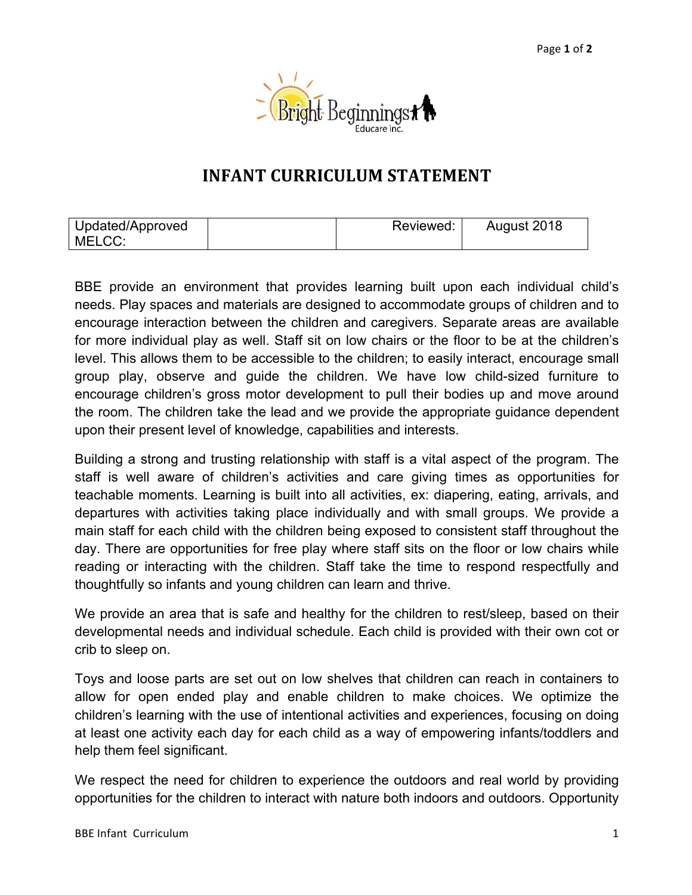# INFANT CURRICULUM STATEMENT

| Updated/Approved MELCC: | | Reviewed: | August 2018 |
|---|---|---|---|

BBE provide an environment that provides learning built upon each individual child's needs. Play spaces and materials are designed to accommodate groups of children and to encourage interaction between the children and caregivers. Separate areas are available for more individual play as well. Staff sit on low chairs or the floor to be at the children's level. This allows them to be accessible to the children; to easily interact, encourage small group play, observe and guide the children. We have low child-sized furniture to encourage children's gross motor development to pull their bodies up and move around the room. The children take the lead and we provide the appropriate guidance dependent upon their present level of knowledge, capabilities and interests.

Building a strong and trusting relationship with staff is a vital aspect of the program. The staff is well aware of children's activities and care giving times as opportunities for teachable moments. Learning is built into all activities, ex: diapering, eating, arrivals, and departures with activities taking place individually and with small groups. We provide a main staff for each child with the children being exposed to consistent staff throughout the day. There are opportunities for free play where staff sits on the floor or low chairs while reading or interacting with the children. Staff take the time to respond respectfully and thoughtfully so infants and young children can learn and thrive.

We provide an area that is safe and healthy for the children to rest/sleep, based on their developmental needs and individual schedule. Each child is provided with their own cot or crib to sleep on.

Toys and loose parts are set out on low shelves that children can reach in containers to allow for open ended play and enable children to make choices. We optimize the children's learning with the use of intentional activities and experiences, focusing on doing at least one activity each day for each child as a way of empowering infants/toddlers and help them feel significant.

We respect the need for children to experience the outdoors and real world by providing opportunities for the children to interact with nature both indoors and outdoors. Opportunity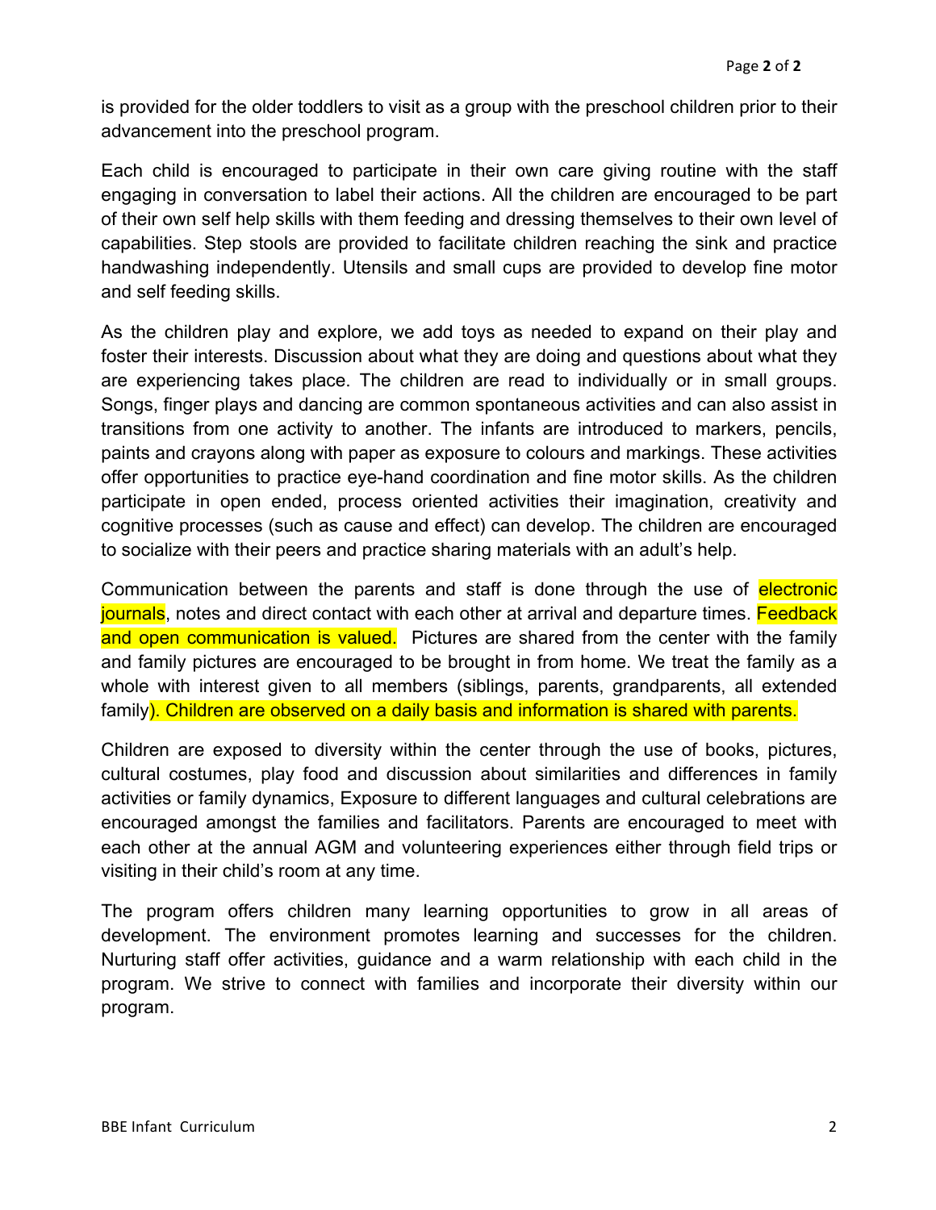is provided for the older toddlers to visit as a group with the preschool children prior to their advancement into the preschool program.

Each child is encouraged to participate in their own care giving routine with the staff engaging in conversation to label their actions. All the children are encouraged to be part of their own self help skills with them feeding and dressing themselves to their own level of capabilities. Step stools are provided to facilitate children reaching the sink and practice handwashing independently. Utensils and small cups are provided to develop fine motor and self feeding skills.

As the children play and explore, we add toys as needed to expand on their play and foster their interests. Discussion about what they are doing and questions about what they are experiencing takes place. The children are read to individually or in small groups. Songs, finger plays and dancing are common spontaneous activities and can also assist in transitions from one activity to another. The infants are introduced to markers, pencils, paints and crayons along with paper as exposure to colours and markings. These activities offer opportunities to practice eye-hand coordination and fine motor skills. As the children participate in open ended, process oriented activities their imagination, creativity and cognitive processes (such as cause and effect) can develop. The children are encouraged to socialize with their peers and practice sharing materials with an adult's help.

Communication between the parents and staff is done through the use of electronic journals, notes and direct contact with each other at arrival and departure times. Feedback and open communication is valued. Pictures are shared from the center with the family and family pictures are encouraged to be brought in from home. We treat the family as a whole with interest given to all members (siblings, parents, grandparents, all extended family). Children are observed on a daily basis and information is shared with parents.

Children are exposed to diversity within the center through the use of books, pictures, cultural costumes, play food and discussion about similarities and differences in family activities or family dynamics, Exposure to different languages and cultural celebrations are encouraged amongst the families and facilitators. Parents are encouraged to meet with each other at the annual AGM and volunteering experiences either through field trips or visiting in their child's room at any time.

The program offers children many learning opportunities to grow in all areas of development. The environment promotes learning and successes for the children. Nurturing staff offer activities, guidance and a warm relationship with each child in the program. We strive to connect with families and incorporate their diversity within our program.